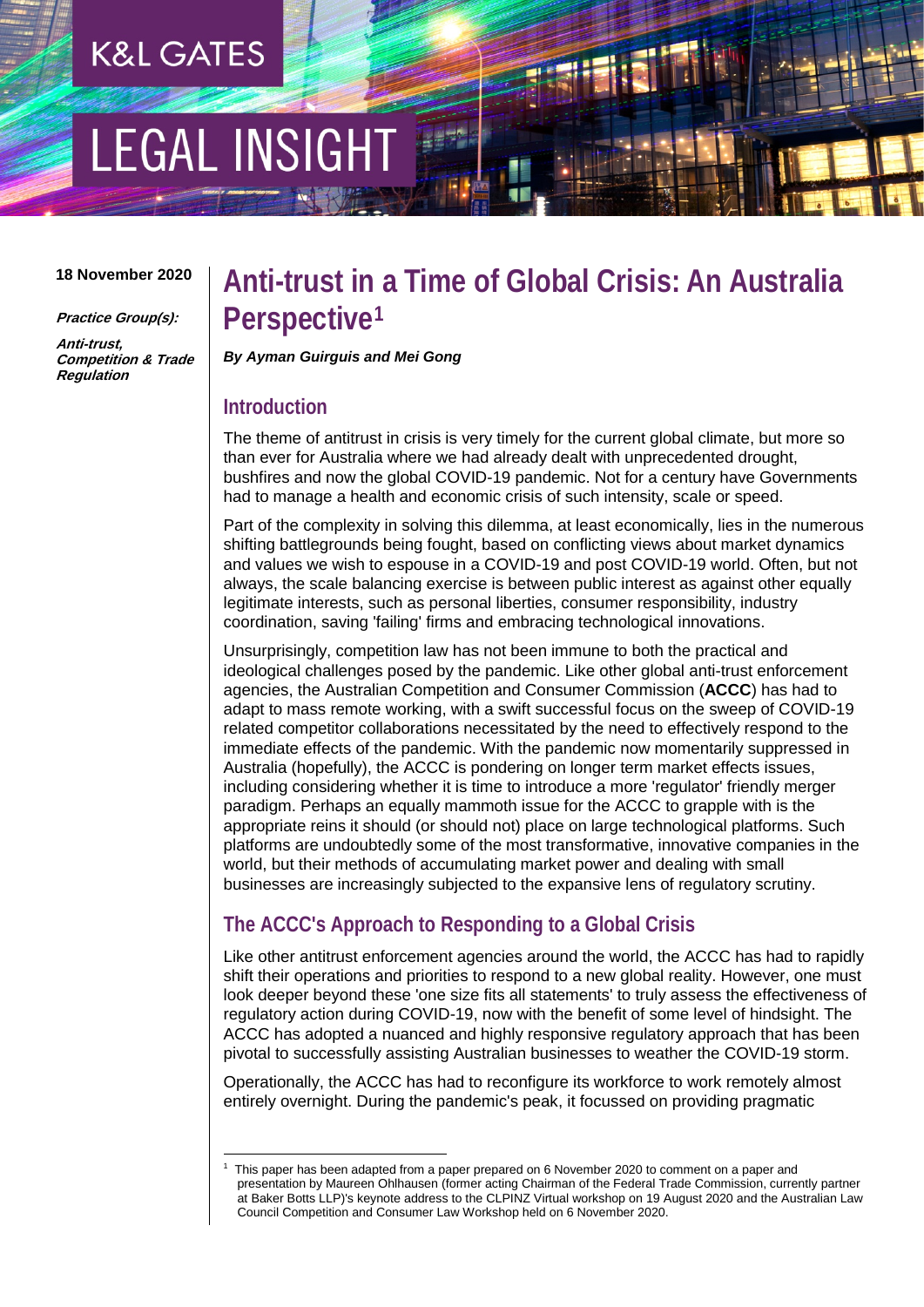K&L GATES

LEGAL INSIGHT

**18 November 2020**

***Practice Group(s):***

***Anti-trust, Competition & Trade Regulation***

# Anti-trust in a Time of Global Crisis: An Australia Perspective[1]

***By Ayman Guirguis and Mei Gong***

## Introduction

The theme of antitrust in crisis is very timely for the current global climate, but more so than ever for Australia where we had already dealt with unprecedented drought, bushfires and now the global COVID-19 pandemic. Not for a century have Governments had to manage a health and economic crisis of such intensity, scale or speed.

Part of the complexity in solving this dilemma, at least economically, lies in the numerous shifting battlegrounds being fought, based on conflicting views about market dynamics and values we wish to espouse in a COVID-19 and post COVID-19 world. Often, but not always, the scale balancing exercise is between public interest as against other equally legitimate interests, such as personal liberties, consumer responsibility, industry coordination, saving 'failing' firms and embracing technological innovations.

Unsurprisingly, competition law has not been immune to both the practical and ideological challenges posed by the pandemic. Like other global anti-trust enforcement agencies, the Australian Competition and Consumer Commission (**ACCC**) has had to adapt to mass remote working, with a swift successful focus on the sweep of COVID-19 related competitor collaborations necessitated by the need to effectively respond to the immediate effects of the pandemic. With the pandemic now momentarily suppressed in Australia (hopefully), the ACCC is pondering on longer term market effects issues, including considering whether it is time to introduce a more 'regulator' friendly merger paradigm. Perhaps an equally mammoth issue for the ACCC to grapple with is the appropriate reins it should (or should not) place on large technological platforms. Such platforms are undoubtedly some of the most transformative, innovative companies in the world, but their methods of accumulating market power and dealing with small businesses are increasingly subjected to the expansive lens of regulatory scrutiny.

## The ACCC's Approach to Responding to a Global Crisis

Like other antitrust enforcement agencies around the world, the ACCC has had to rapidly shift their operations and priorities to respond to a new global reality. However, one must look deeper beyond these 'one size fits all statements' to truly assess the effectiveness of regulatory action during COVID-19, now with the benefit of some level of hindsight. The ACCC has adopted a nuanced and highly responsive regulatory approach that has been pivotal to successfully assisting Australian businesses to weather the COVID-19 storm.

Operationally, the ACCC has had to reconfigure its workforce to work remotely almost entirely overnight. During the pandemic's peak, it focussed on providing pragmatic

---

[1] This paper has been adapted from a paper prepared on 6 November 2020 to comment on a paper and presentation by Maureen Ohlhausen (former acting Chairman of the Federal Trade Commission, currently partner at Baker Botts LLP)'s keynote address to the CLPINZ Virtual workshop on 19 August 2020 and the Australian Law Council Competition and Consumer Law Workshop held on 6 November 2020.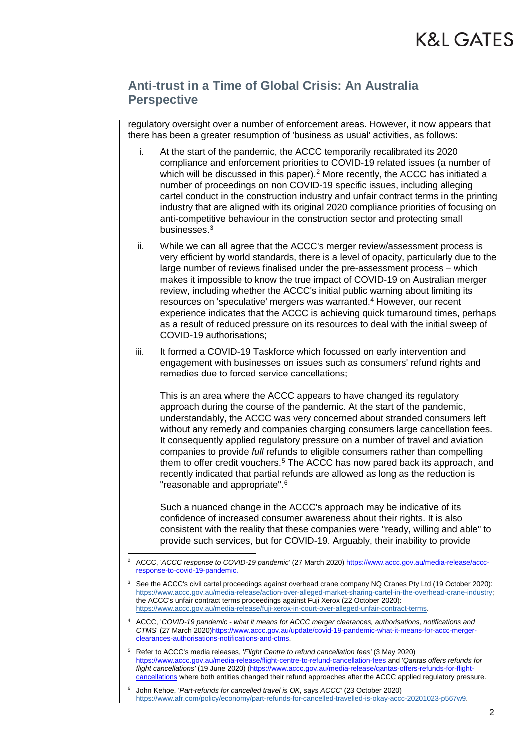regulatory oversight over a number of enforcement areas. However, it now appears that there has been a greater resumption of 'business as usual' activities, as follows:

i. At the start of the pandemic, the ACCC temporarily recalibrated its 2020 compliance and enforcement priorities to COVID-19 related issues (a number of which will be discussed in this paper).[2] More recently, the ACCC has initiated a number of proceedings on non COVID-19 specific issues, including alleging cartel conduct in the construction industry and unfair contract terms in the printing industry that are aligned with its original 2020 compliance priorities of focusing on anti-competitive behaviour in the construction sector and protecting small businesses.[3]

ii. While we can all agree that the ACCC's merger review/assessment process is very efficient by world standards, there is a level of opacity, particularly due to the large number of reviews finalised under the pre-assessment process – which makes it impossible to know the true impact of COVID-19 on Australian merger review, including whether the ACCC's initial public warning about limiting its resources on 'speculative' mergers was warranted.[4] However, our recent experience indicates that the ACCC is achieving quick turnaround times, perhaps as a result of reduced pressure on its resources to deal with the initial sweep of COVID-19 authorisations;

iii. It formed a COVID-19 Taskforce which focussed on early intervention and engagement with businesses on issues such as consumers' refund rights and remedies due to forced service cancellations;

   This is an area where the ACCC appears to have changed its regulatory approach during the course of the pandemic. At the start of the pandemic, understandably, the ACCC was very concerned about stranded consumers left without any remedy and companies charging consumers large cancellation fees. It consequently applied regulatory pressure on a number of travel and aviation companies to provide *full* refunds to eligible consumers rather than compelling them to offer credit vouchers.[5] The ACCC has now pared back its approach, and recently indicated that partial refunds are allowed as long as the reduction is "reasonable and appropriate".[6]

   Such a nuanced change in the ACCC's approach may be indicative of its confidence of increased consumer awareness about their rights. It is also consistent with the reality that these companies were "ready, willing and able" to provide such services, but for COVID-19. Arguably, their inability to provide

---

[2] ACCC, '*ACCC response to COVID-19 pandemic*' (27 March 2020) https://www.accc.gov.au/media-release/accc-response-to-covid-19-pandemic.

[3] See the ACCC's civil cartel proceedings against overhead crane company NQ Cranes Pty Ltd (19 October 2020): https://www.accc.gov.au/media-release/action-over-alleged-market-sharing-cartel-in-the-overhead-crane-industry; the ACCC's unfair contract terms proceedings against Fuji Xerox (22 October 2020): https://www.accc.gov.au/media-release/fuji-xerox-in-court-over-alleged-unfair-contract-terms.

[4] ACCC, '*COVID-19 pandemic - what it means for ACCC merger clearances, authorisations, notifications and CTMS*' (27 March 2020)https://www.accc.gov.au/update/covid-19-pandemic-what-it-means-for-accc-merger-clearances-authorisations-notifications-and-ctms.

[5] Refer to ACCC's media releases, '*Flight Centre to refund cancellation fees*' (3 May 2020) https://www.accc.gov.au/media-release/flight-centre-to-refund-cancellation-fees and '*Qantas offers refunds for flight cancellations*' (19 June 2020) (https://www.accc.gov.au/media-release/qantas-offers-refunds-for-flight-cancellations where both entities changed their refund approaches after the ACCC applied regulatory pressure.

[6] John Kehoe, '*Part-refunds for cancelled travel is OK, says ACCC*' (23 October 2020) https://www.afr.com/policy/economy/part-refunds-for-cancelled-travelled-is-okay-accc-20201023-p567w9.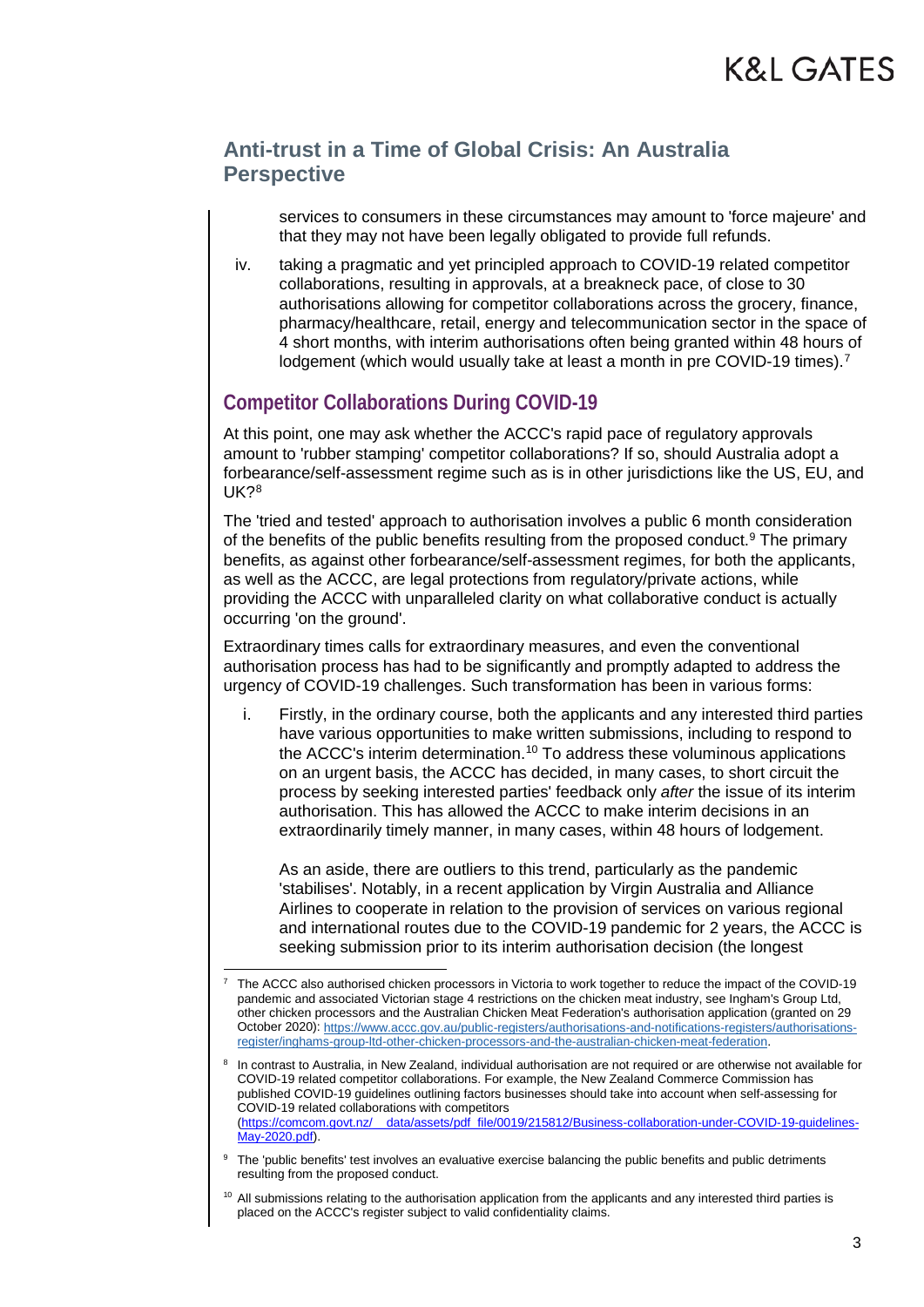services to consumers in these circumstances may amount to 'force majeure' and that they may not have been legally obligated to provide full refunds.

iv. taking a pragmatic and yet principled approach to COVID-19 related competitor collaborations, resulting in approvals, at a breakneck pace, of close to 30 authorisations allowing for competitor collaborations across the grocery, finance, pharmacy/healthcare, retail, energy and telecommunication sector in the space of 4 short months, with interim authorisations often being granted within 48 hours of lodgement (which would usually take at least a month in pre COVID-19 times).[7]

## Competitor Collaborations During COVID-19

At this point, one may ask whether the ACCC's rapid pace of regulatory approvals amount to 'rubber stamping' competitor collaborations? If so, should Australia adopt a forbearance/self-assessment regime such as is in other jurisdictions like the US, EU, and UK?[8]

The 'tried and tested' approach to authorisation involves a public 6 month consideration of the benefits of the public benefits resulting from the proposed conduct.[9] The primary benefits, as against other forbearance/self-assessment regimes, for both the applicants, as well as the ACCC, are legal protections from regulatory/private actions, while providing the ACCC with unparalleled clarity on what collaborative conduct is actually occurring 'on the ground'.

Extraordinary times calls for extraordinary measures, and even the conventional authorisation process has had to be significantly and promptly adapted to address the urgency of COVID-19 challenges. Such transformation has been in various forms:

i. Firstly, in the ordinary course, both the applicants and any interested third parties have various opportunities to make written submissions, including to respond to the ACCC's interim determination.[10] To address these voluminous applications on an urgent basis, the ACCC has decided, in many cases, to short circuit the process by seeking interested parties' feedback only *after* the issue of its interim authorisation. This has allowed the ACCC to make interim decisions in an extraordinarily timely manner, in many cases, within 48 hours of lodgement.

   As an aside, there are outliers to this trend, particularly as the pandemic 'stabilises'. Notably, in a recent application by Virgin Australia and Alliance Airlines to cooperate in relation to the provision of services on various regional and international routes due to the COVID-19 pandemic for 2 years, the ACCC is seeking submission prior to its interim authorisation decision (the longest

---

[7] The ACCC also authorised chicken processors in Victoria to work together to reduce the impact of the COVID-19 pandemic and associated Victorian stage 4 restrictions on the chicken meat industry, see Ingham's Group Ltd, other chicken processors and the Australian Chicken Meat Federation's authorisation application (granted on 29 October 2020): https://www.accc.gov.au/public-registers/authorisations-and-notifications-registers/authorisations-register/inghams-group-ltd-other-chicken-processors-and-the-australian-chicken-meat-federation.

[8] In contrast to Australia, in New Zealand, individual authorisation are not required or are otherwise not available for COVID-19 related competitor collaborations. For example, the New Zealand Commerce Commission has published COVID-19 guidelines outlining factors businesses should take into account when self-assessing for COVID-19 related collaborations with competitors (https://comcom.govt.nz/__data/assets/pdf_file/0019/215812/Business-collaboration-under-COVID-19-guidelines-May-2020.pdf).

[9] The 'public benefits' test involves an evaluative exercise balancing the public benefits and public detriments resulting from the proposed conduct.

[10] All submissions relating to the authorisation application from the applicants and any interested third parties is placed on the ACCC's register subject to valid confidentiality claims.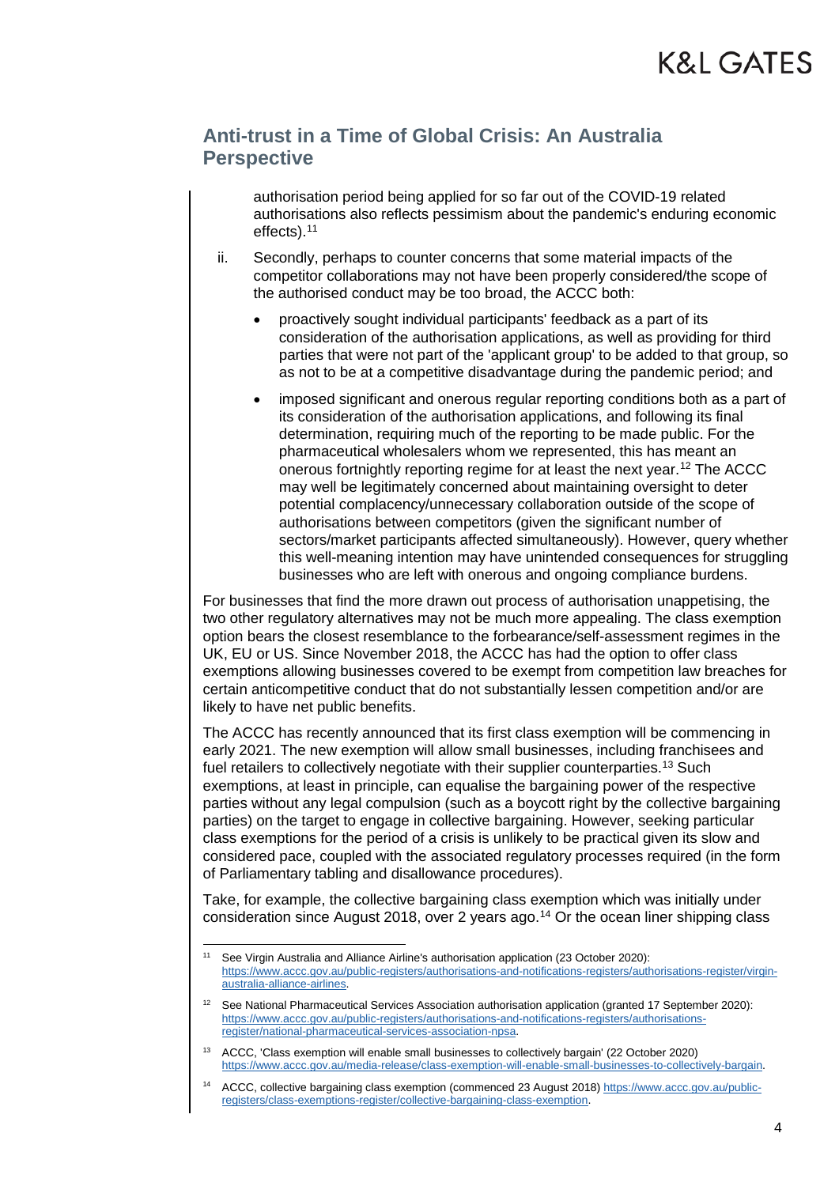authorisation period being applied for so far out of the COVID-19 related authorisations also reflects pessimism about the pandemic's enduring economic effects).[11]

ii. Secondly, perhaps to counter concerns that some material impacts of the competitor collaborations may not have been properly considered/the scope of the authorised conduct may be too broad, the ACCC both:

- proactively sought individual participants' feedback as a part of its consideration of the authorisation applications, as well as providing for third parties that were not part of the 'applicant group' to be added to that group, so as not to be at a competitive disadvantage during the pandemic period; and
- imposed significant and onerous regular reporting conditions both as a part of its consideration of the authorisation applications, and following its final determination, requiring much of the reporting to be made public. For the pharmaceutical wholesalers whom we represented, this has meant an onerous fortnightly reporting regime for at least the next year.[12] The ACCC may well be legitimately concerned about maintaining oversight to deter potential complacency/unnecessary collaboration outside of the scope of authorisations between competitors (given the significant number of sectors/market participants affected simultaneously). However, query whether this well-meaning intention may have unintended consequences for struggling businesses who are left with onerous and ongoing compliance burdens.

For businesses that find the more drawn out process of authorisation unappetising, the two other regulatory alternatives may not be much more appealing. The class exemption option bears the closest resemblance to the forbearance/self-assessment regimes in the UK, EU or US. Since November 2018, the ACCC has had the option to offer class exemptions allowing businesses covered to be exempt from competition law breaches for certain anticompetitive conduct that do not substantially lessen competition and/or are likely to have net public benefits.

The ACCC has recently announced that its first class exemption will be commencing in early 2021. The new exemption will allow small businesses, including franchisees and fuel retailers to collectively negotiate with their supplier counterparties.[13] Such exemptions, at least in principle, can equalise the bargaining power of the respective parties without any legal compulsion (such as a boycott right by the collective bargaining parties) on the target to engage in collective bargaining. However, seeking particular class exemptions for the period of a crisis is unlikely to be practical given its slow and considered pace, coupled with the associated regulatory processes required (in the form of Parliamentary tabling and disallowance procedures).

Take, for example, the collective bargaining class exemption which was initially under consideration since August 2018, over 2 years ago.[14] Or the ocean liner shipping class

---

[11] See Virgin Australia and Alliance Airline's authorisation application (23 October 2020): https://www.accc.gov.au/public-registers/authorisations-and-notifications-registers/authorisations-register/virgin-australia-alliance-airlines.

[12] See National Pharmaceutical Services Association authorisation application (granted 17 September 2020): https://www.accc.gov.au/public-registers/authorisations-and-notifications-registers/authorisations-register/national-pharmaceutical-services-association-npsa.

[13] ACCC, 'Class exemption will enable small businesses to collectively bargain' (22 October 2020) https://www.accc.gov.au/media-release/class-exemption-will-enable-small-businesses-to-collectively-bargain.

[14] ACCC, collective bargaining class exemption (commenced 23 August 2018) https://www.accc.gov.au/public-registers/class-exemptions-register/collective-bargaining-class-exemption.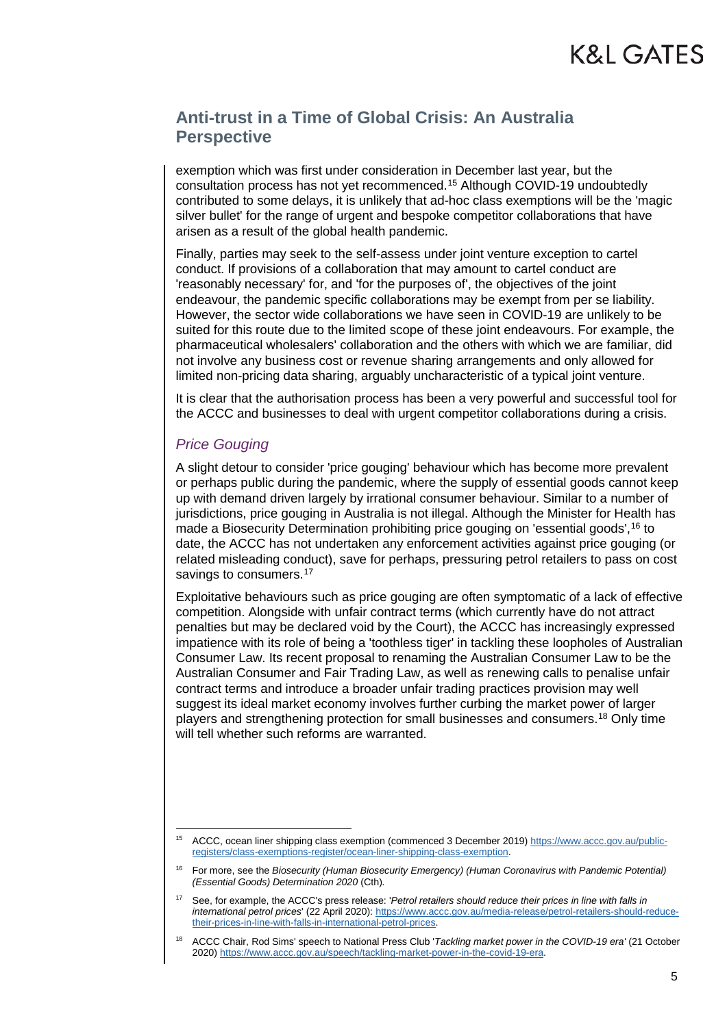exemption which was first under consideration in December last year, but the consultation process has not yet recommenced.[15] Although COVID-19 undoubtedly contributed to some delays, it is unlikely that ad-hoc class exemptions will be the 'magic silver bullet' for the range of urgent and bespoke competitor collaborations that have arisen as a result of the global health pandemic.

Finally, parties may seek to the self-assess under joint venture exception to cartel conduct. If provisions of a collaboration that may amount to cartel conduct are 'reasonably necessary' for, and 'for the purposes of', the objectives of the joint endeavour, the pandemic specific collaborations may be exempt from per se liability. However, the sector wide collaborations we have seen in COVID-19 are unlikely to be suited for this route due to the limited scope of these joint endeavours. For example, the pharmaceutical wholesalers' collaboration and the others with which we are familiar, did not involve any business cost or revenue sharing arrangements and only allowed for limited non-pricing data sharing, arguably uncharacteristic of a typical joint venture.

It is clear that the authorisation process has been a very powerful and successful tool for the ACCC and businesses to deal with urgent competitor collaborations during a crisis.

### *Price Gouging*

A slight detour to consider 'price gouging' behaviour which has become more prevalent or perhaps public during the pandemic, where the supply of essential goods cannot keep up with demand driven largely by irrational consumer behaviour. Similar to a number of jurisdictions, price gouging in Australia is not illegal. Although the Minister for Health has made a Biosecurity Determination prohibiting price gouging on 'essential goods',[16] to date, the ACCC has not undertaken any enforcement activities against price gouging (or related misleading conduct), save for perhaps, pressuring petrol retailers to pass on cost savings to consumers.[17]

Exploitative behaviours such as price gouging are often symptomatic of a lack of effective competition. Alongside with unfair contract terms (which currently have do not attract penalties but may be declared void by the Court), the ACCC has increasingly expressed impatience with its role of being a 'toothless tiger' in tackling these loopholes of Australian Consumer Law. Its recent proposal to renaming the Australian Consumer Law to be the Australian Consumer and Fair Trading Law, as well as renewing calls to penalise unfair contract terms and introduce a broader unfair trading practices provision may well suggest its ideal market economy involves further curbing the market power of larger players and strengthening protection for small businesses and consumers.[18] Only time will tell whether such reforms are warranted.

---

[15] ACCC, ocean liner shipping class exemption (commenced 3 December 2019) https://www.accc.gov.au/public-registers/class-exemptions-register/ocean-liner-shipping-class-exemption.

[16] For more, see the *Biosecurity (Human Biosecurity Emergency) (Human Coronavirus with Pandemic Potential) (Essential Goods) Determination 2020* (Cth).

[17] See, for example, the ACCC's press release: '*Petrol retailers should reduce their prices in line with falls in international petrol prices*' (22 April 2020): https://www.accc.gov.au/media-release/petrol-retailers-should-reduce-their-prices-in-line-with-falls-in-international-petrol-prices.

[18] ACCC Chair, Rod Sims' speech to National Press Club '*Tackling market power in the COVID-19 era*' (21 October 2020) https://www.accc.gov.au/speech/tackling-market-power-in-the-covid-19-era.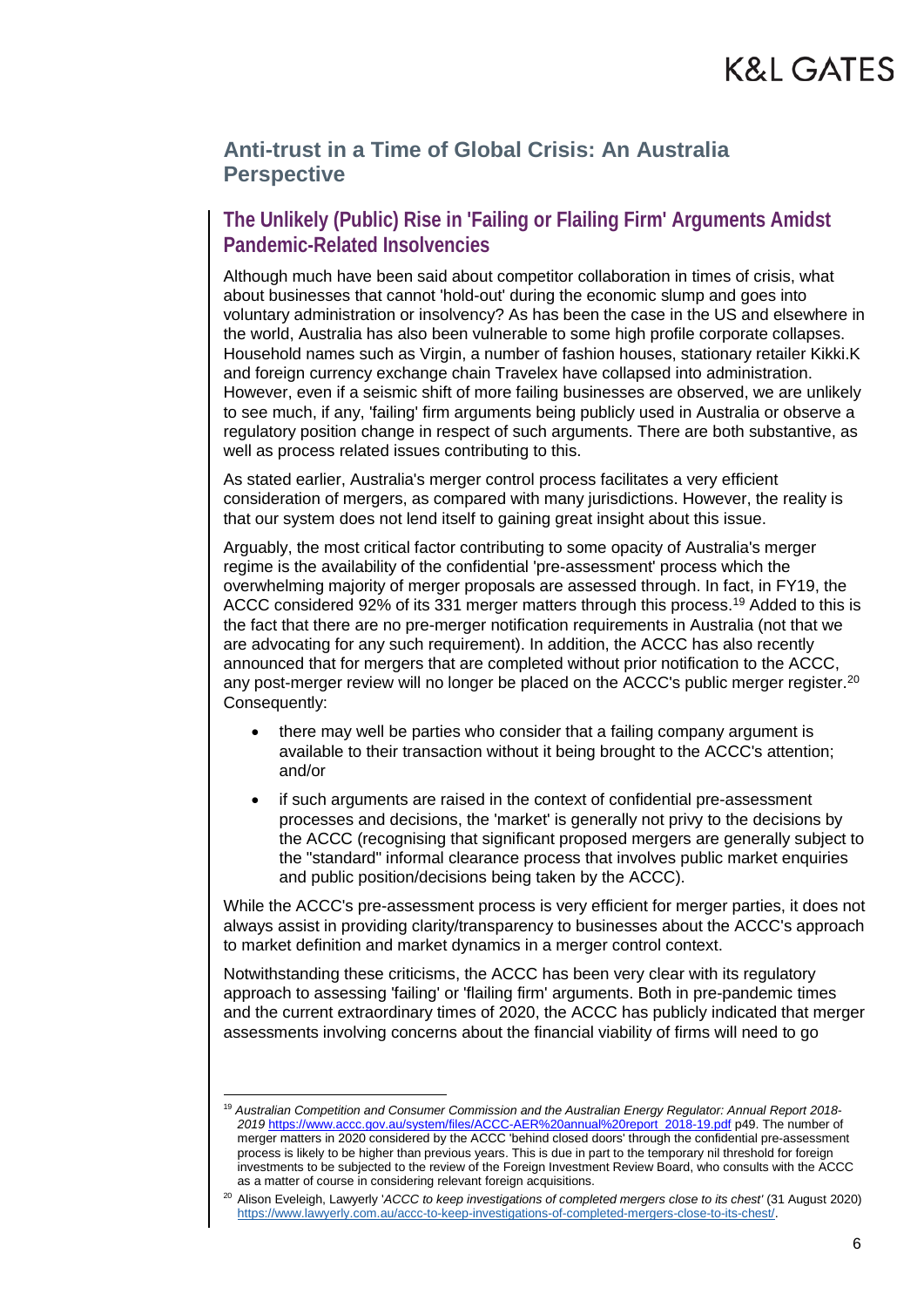## Anti-trust in a Time of Global Crisis: An Australia Perspective

### The Unlikely (Public) Rise in 'Failing or Flailing Firm' Arguments Amidst Pandemic-Related Insolvencies

Although much have been said about competitor collaboration in times of crisis, what about businesses that cannot 'hold-out' during the economic slump and goes into voluntary administration or insolvency? As has been the case in the US and elsewhere in the world, Australia has also been vulnerable to some high profile corporate collapses. Household names such as Virgin, a number of fashion houses, stationary retailer Kikki.K and foreign currency exchange chain Travelex have collapsed into administration. However, even if a seismic shift of more failing businesses are observed, we are unlikely to see much, if any, 'failing' firm arguments being publicly used in Australia or observe a regulatory position change in respect of such arguments. There are both substantive, as well as process related issues contributing to this.

As stated earlier, Australia's merger control process facilitates a very efficient consideration of mergers, as compared with many jurisdictions. However, the reality is that our system does not lend itself to gaining great insight about this issue.

Arguably, the most critical factor contributing to some opacity of Australia's merger regime is the availability of the confidential 'pre-assessment' process which the overwhelming majority of merger proposals are assessed through. In fact, in FY19, the ACCC considered 92% of its 331 merger matters through this process.[19] Added to this is the fact that there are no pre-merger notification requirements in Australia (not that we are advocating for any such requirement). In addition, the ACCC has also recently announced that for mergers that are completed without prior notification to the ACCC, any post-merger review will no longer be placed on the ACCC's public merger register.[20] Consequently:

- there may well be parties who consider that a failing company argument is available to their transaction without it being brought to the ACCC's attention; and/or
- if such arguments are raised in the context of confidential pre-assessment processes and decisions, the 'market' is generally not privy to the decisions by the ACCC (recognising that significant proposed mergers are generally subject to the "standard" informal clearance process that involves public market enquiries and public position/decisions being taken by the ACCC).

While the ACCC's pre-assessment process is very efficient for merger parties, it does not always assist in providing clarity/transparency to businesses about the ACCC's approach to market definition and market dynamics in a merger control context.

Notwithstanding these criticisms, the ACCC has been very clear with its regulatory approach to assessing 'failing' or 'flailing firm' arguments. Both in pre-pandemic times and the current extraordinary times of 2020, the ACCC has publicly indicated that merger assessments involving concerns about the financial viability of firms will need to go

---

[19] *Australian Competition and Consumer Commission and the Australian Energy Regulator: Annual Report 2018-2019* https://www.accc.gov.au/system/files/ACCC-AER%20annual%20report_2018-19.pdf p49. The number of merger matters in 2020 considered by the ACCC 'behind closed doors' through the confidential pre-assessment process is likely to be higher than previous years. This is due in part to the temporary nil threshold for foreign investments to be subjected to the review of the Foreign Investment Review Board, who consults with the ACCC as a matter of course in considering relevant foreign acquisitions.

[20] Alison Eveleigh, Lawyerly '*ACCC to keep investigations of completed mergers close to its chest'* (31 August 2020) https://www.lawyerly.com.au/accc-to-keep-investigations-of-completed-mergers-close-to-its-chest/.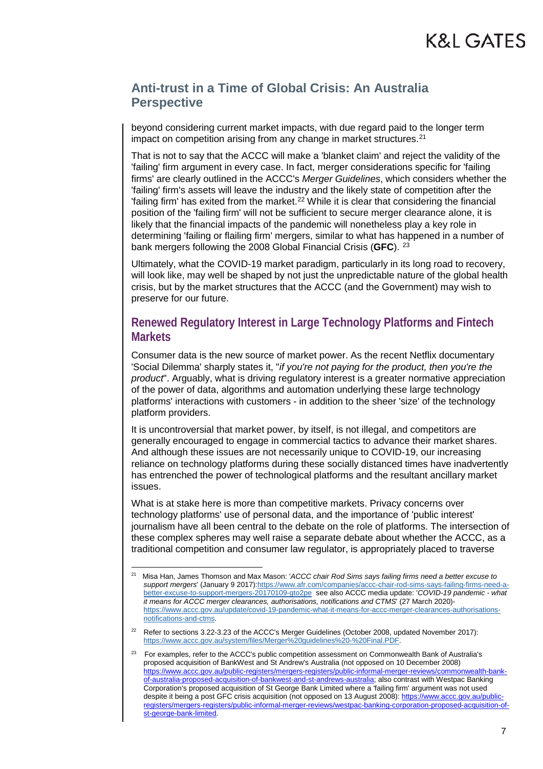beyond considering current market impacts, with due regard paid to the longer term impact on competition arising from any change in market structures.[21]

That is not to say that the ACCC will make a 'blanket claim' and reject the validity of the 'failing' firm argument in every case. In fact, merger considerations specific for 'failing firms' are clearly outlined in the ACCC's *Merger Guidelines*, which considers whether the 'failing' firm's assets will leave the industry and the likely state of competition after the 'failing firm' has exited from the market.[22] While it is clear that considering the financial position of the 'failing firm' will not be sufficient to secure merger clearance alone, it is likely that the financial impacts of the pandemic will nonetheless play a key role in determining 'failing or flailing firm' mergers, similar to what has happened in a number of bank mergers following the 2008 Global Financial Crisis (**GFC**). [23]

Ultimately, what the COVID-19 market paradigm, particularly in its long road to recovery, will look like, may well be shaped by not just the unpredictable nature of the global health crisis, but by the market structures that the ACCC (and the Government) may wish to preserve for our future.

## Renewed Regulatory Interest in Large Technology Platforms and Fintech Markets

Consumer data is the new source of market power. As the recent Netflix documentary 'Social Dilemma' sharply states it, "*if you're not paying for the product, then you're the product*". Arguably, what is driving regulatory interest is a greater normative appreciation of the power of data, algorithms and automation underlying these large technology platforms' interactions with customers - in addition to the sheer 'size' of the technology platform providers.

It is uncontroversial that market power, by itself, is not illegal, and competitors are generally encouraged to engage in commercial tactics to advance their market shares. And although these issues are not necessarily unique to COVID-19, our increasing reliance on technology platforms during these socially distanced times have inadvertently has entrenched the power of technological platforms and the resultant ancillary market issues.

What is at stake here is more than competitive markets. Privacy concerns over technology platforms' use of personal data, and the importance of 'public interest' journalism have all been central to the debate on the role of platforms. The intersection of these complex spheres may well raise a separate debate about whether the ACCC, as a traditional competition and consumer law regulator, is appropriately placed to traverse

---

[21] Misa Han, James Thomson and Max Mason: '*ACCC chair Rod Sims says failing firms need a better excuse to support mergers*' (January 9 2017):https://www.afr.com/companies/accc-chair-rod-sims-says-failing-firms-need-a-better-excuse-to-support-mergers-20170109-gto2pe see also ACCC media update: '*COVID-19 pandemic - what it means for ACCC merger clearances, authorisations, notifications and CTMS*' (27 March 2020)- https://www.accc.gov.au/update/covid-19-pandemic-what-it-means-for-accc-merger-clearances-authorisations-notifications-and-ctms.

[22] Refer to sections 3.22-3.23 of the ACCC's Merger Guidelines (October 2008, updated November 2017): https://www.accc.gov.au/system/files/Merger%20guidelines%20-%20Final.PDF.

[23] For examples, refer to the ACCC's public competition assessment on Commonwealth Bank of Australia's proposed acquisition of BankWest and St Andrew's Australia (not opposed on 10 December 2008) https://www.accc.gov.au/public-registers/mergers-registers/public-informal-merger-reviews/commonwealth-bank-of-australia-proposed-acquisition-of-bankwest-and-st-andrews-australia; also contrast with Westpac Banking Corporation's proposed acquisition of St George Bank Limited where a 'failing firm' argument was not used despite it being a post GFC crisis acquisition (not opposed on 13 August 2008): https://www.accc.gov.au/public-registers/mergers-registers/public-informal-merger-reviews/westpac-banking-corporation-proposed-acquisition-of-st-george-bank-limited.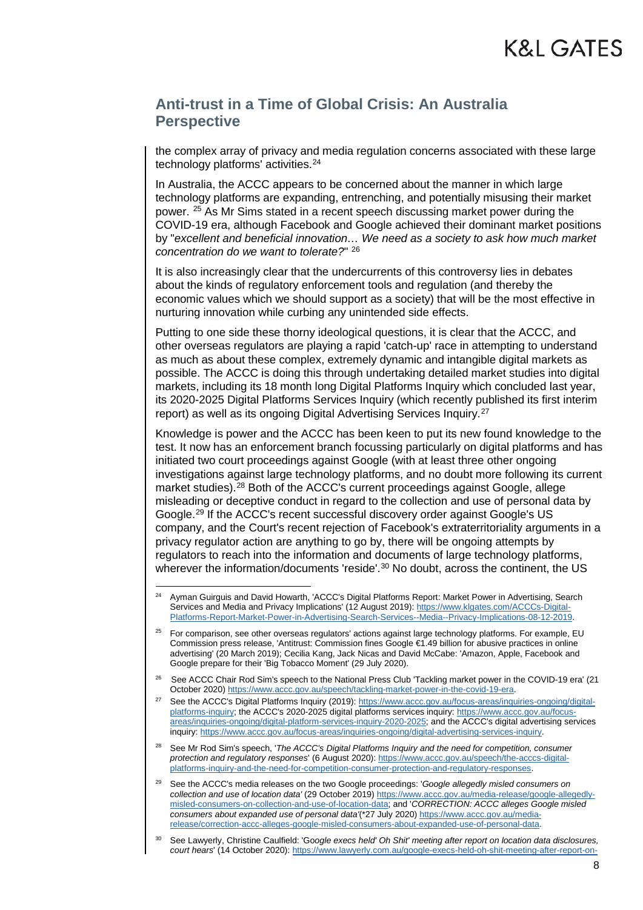the complex array of privacy and media regulation concerns associated with these large technology platforms' activities.[24]

In Australia, the ACCC appears to be concerned about the manner in which large technology platforms are expanding, entrenching, and potentially misusing their market power. [25] As Mr Sims stated in a recent speech discussing market power during the COVID-19 era, although Facebook and Google achieved their dominant market positions by "*excellent and beneficial innovation… We need as a society to ask how much market concentration do we want to tolerate?*" [26]

It is also increasingly clear that the undercurrents of this controversy lies in debates about the kinds of regulatory enforcement tools and regulation (and thereby the economic values which we should support as a society) that will be the most effective in nurturing innovation while curbing any unintended side effects.

Putting to one side these thorny ideological questions, it is clear that the ACCC, and other overseas regulators are playing a rapid 'catch-up' race in attempting to understand as much as about these complex, extremely dynamic and intangible digital markets as possible. The ACCC is doing this through undertaking detailed market studies into digital markets, including its 18 month long Digital Platforms Inquiry which concluded last year, its 2020-2025 Digital Platforms Services Inquiry (which recently published its first interim report) as well as its ongoing Digital Advertising Services Inquiry.[27]

Knowledge is power and the ACCC has been keen to put its new found knowledge to the test. It now has an enforcement branch focussing particularly on digital platforms and has initiated two court proceedings against Google (with at least three other ongoing investigations against large technology platforms, and no doubt more following its current market studies).[28] Both of the ACCC's current proceedings against Google, allege misleading or deceptive conduct in regard to the collection and use of personal data by Google.[29] If the ACCC's recent successful discovery order against Google's US company, and the Court's recent rejection of Facebook's extraterritoriality arguments in a privacy regulator action are anything to go by, there will be ongoing attempts by regulators to reach into the information and documents of large technology platforms, wherever the information/documents 'reside'.[30] No doubt, across the continent, the US

---

[24] Ayman Guirguis and David Howarth, 'ACCC's Digital Platforms Report: Market Power in Advertising, Search Services and Media and Privacy Implications' (12 August 2019): https://www.klgates.com/ACCCs-Digital-Platforms-Report-Market-Power-in-Advertising-Search-Services--Media--Privacy-Implications-08-12-2019.

[25] For comparison, see other overseas regulators' actions against large technology platforms. For example, EU Commission press release, 'Antitrust: Commission fines Google €1.49 billion for abusive practices in online advertising' (20 March 2019); Cecilia Kang, Jack Nicas and David McCabe: 'Amazon, Apple, Facebook and Google prepare for their 'Big Tobacco Moment' (29 July 2020).

[26] See ACCC Chair Rod Sim's speech to the National Press Club 'Tackling market power in the COVID-19 era' (21 October 2020) https://www.accc.gov.au/speech/tackling-market-power-in-the-covid-19-era.

[27] See the ACCC's Digital Platforms Inquiry (2019): https://www.accc.gov.au/focus-areas/inquiries-ongoing/digital-platforms-inquiry; the ACCC's 2020-2025 digital platforms services inquiry: https://www.accc.gov.au/focus-areas/inquiries-ongoing/digital-platform-services-inquiry-2020-2025; and the ACCC's digital advertising services inquiry: https://www.accc.gov.au/focus-areas/inquiries-ongoing/digital-advertising-services-inquiry.

[28] See Mr Rod Sim's speech, '*The ACCC's Digital Platforms Inquiry and the need for competition, consumer protection and regulatory responses*' (6 August 2020): https://www.accc.gov.au/speech/the-acccs-digital-platforms-inquiry-and-the-need-for-competition-consumer-protection-and-regulatory-responses.

[29] See the ACCC's media releases on the two Google proceedings: '*Google allegedly misled consumers on collection and use of location data'* (29 October 2019) https://www.accc.gov.au/media-release/google-allegedly-misled-consumers-on-collection-and-use-of-location-data; and '*CORRECTION: ACCC alleges Google misled consumers about expanded use of personal data'*(*27 July 2020) https://www.accc.gov.au/media-release/correction-accc-alleges-google-misled-consumers-about-expanded-use-of-personal-data.

[30] See Lawyerly, Christine Caulfield: 'G*oogle execs held' Oh Shit' meeting after report on location data disclosures, court hears*' (14 October 2020): https://www.lawyerly.com.au/google-execs-held-oh-shit-meeting-after-report-on-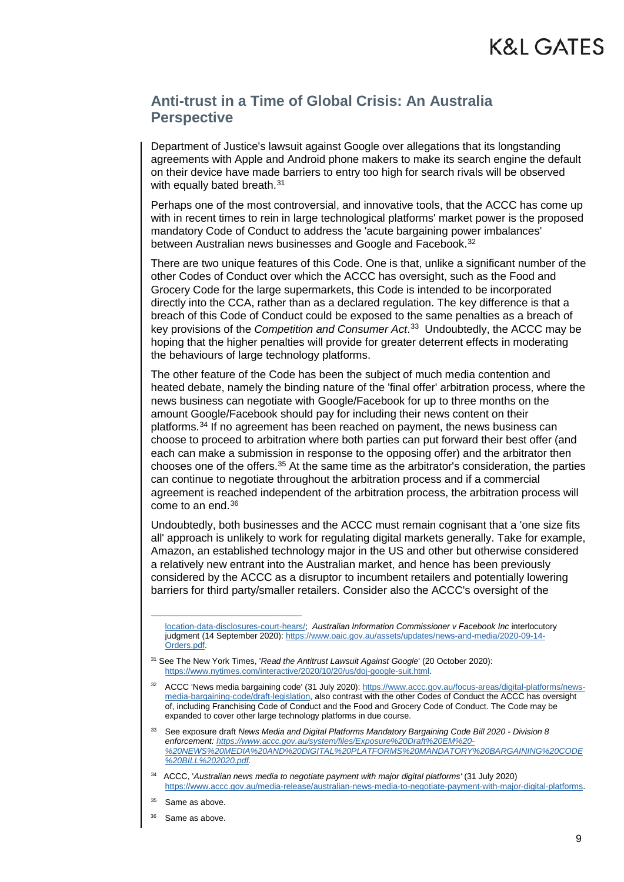## Anti-trust in a Time of Global Crisis: An Australia Perspective

Department of Justice's lawsuit against Google over allegations that its longstanding agreements with Apple and Android phone makers to make its search engine the default on their device have made barriers to entry too high for search rivals will be observed with equally bated breath.[31]

Perhaps one of the most controversial, and innovative tools, that the ACCC has come up with in recent times to rein in large technological platforms' market power is the proposed mandatory Code of Conduct to address the 'acute bargaining power imbalances' between Australian news businesses and Google and Facebook.[32]

There are two unique features of this Code. One is that, unlike a significant number of the other Codes of Conduct over which the ACCC has oversight, such as the Food and Grocery Code for the large supermarkets, this Code is intended to be incorporated directly into the CCA, rather than as a declared regulation. The key difference is that a breach of this Code of Conduct could be exposed to the same penalties as a breach of key provisions of the *Competition and Consumer Act*.[33] Undoubtedly, the ACCC may be hoping that the higher penalties will provide for greater deterrent effects in moderating the behaviours of large technology platforms.

The other feature of the Code has been the subject of much media contention and heated debate, namely the binding nature of the 'final offer' arbitration process, where the news business can negotiate with Google/Facebook for up to three months on the amount Google/Facebook should pay for including their news content on their platforms.[34] If no agreement has been reached on payment, the news business can choose to proceed to arbitration where both parties can put forward their best offer (and each can make a submission in response to the opposing offer) and the arbitrator then chooses one of the offers.[35] At the same time as the arbitrator's consideration, the parties can continue to negotiate throughout the arbitration process and if a commercial agreement is reached independent of the arbitration process, the arbitration process will come to an end.[36]

Undoubtedly, both businesses and the ACCC must remain cognisant that a 'one size fits all' approach is unlikely to work for regulating digital markets generally. Take for example, Amazon, an established technology major in the US and other but otherwise considered a relatively new entrant into the Australian market, and hence has been previously considered by the ACCC as a disruptor to incumbent retailers and potentially lowering barriers for third party/smaller retailers. Consider also the ACCC's oversight of the

---

location-data-disclosures-court-hears/; *Australian Information Commissioner v Facebook Inc* interlocutory judgment (14 September 2020): https://www.oaic.gov.au/assets/updates/news-and-media/2020-09-14-Orders.pdf.

[31] See The New York Times, '*Read the Antitrust Lawsuit Against Google*' (20 October 2020): https://www.nytimes.com/interactive/2020/10/20/us/doj-google-suit.html.

[32] ACCC 'News media bargaining code' (31 July 2020): https://www.accc.gov.au/focus-areas/digital-platforms/news-media-bargaining-code/draft-legislation, also contrast with the other Codes of Conduct the ACCC has oversight of, including Franchising Code of Conduct and the Food and Grocery Code of Conduct. The Code may be expanded to cover other large technology platforms in due course.

[33] See exposure draft *News Media and Digital Platforms Mandatory Bargaining Code Bill 2020 - Division 8 enforcement: https://www.accc.gov.au/system/files/Exposure%20Draft%20EM%20-%20NEWS%20MEDIA%20AND%20DIGITAL%20PLATFORMS%20MANDATORY%20BARGAINING%20CODE%20BILL%202020.pdf.*

[34] ACCC, '*Australian news media to negotiate payment with major digital platforms*' (31 July 2020) https://www.accc.gov.au/media-release/australian-news-media-to-negotiate-payment-with-major-digital-platforms.

[35] Same as above.

[36] Same as above.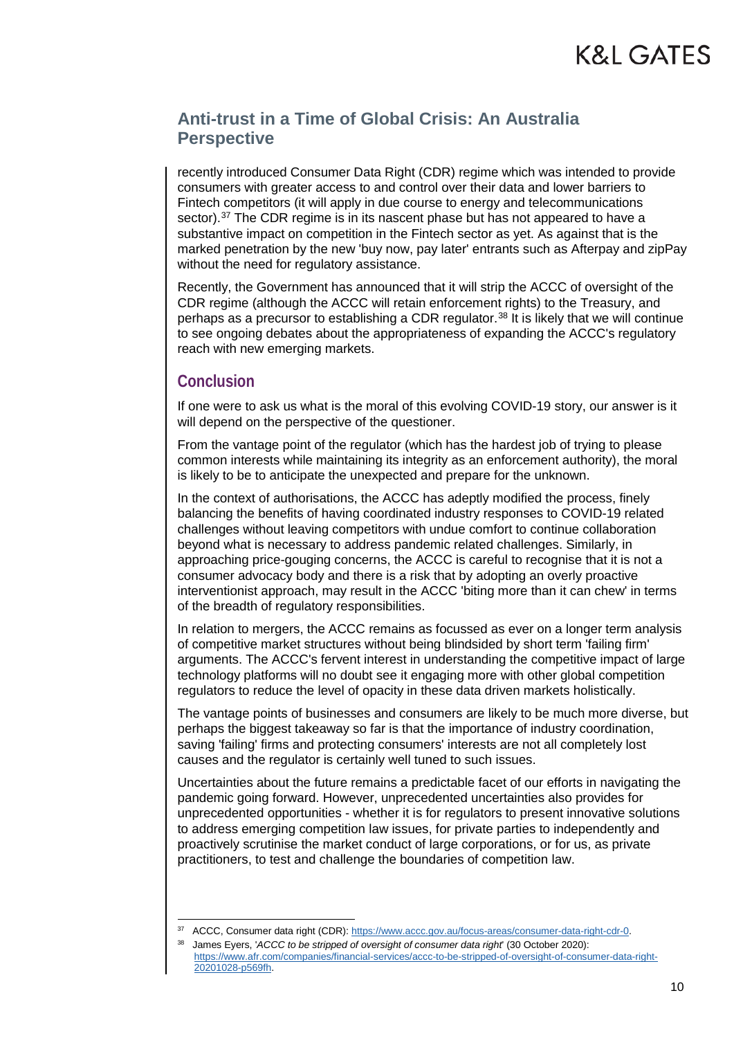recently introduced Consumer Data Right (CDR) regime which was intended to provide consumers with greater access to and control over their data and lower barriers to Fintech competitors (it will apply in due course to energy and telecommunications sector).[37] The CDR regime is in its nascent phase but has not appeared to have a substantive impact on competition in the Fintech sector as yet. As against that is the marked penetration by the new 'buy now, pay later' entrants such as Afterpay and zipPay without the need for regulatory assistance.

Recently, the Government has announced that it will strip the ACCC of oversight of the CDR regime (although the ACCC will retain enforcement rights) to the Treasury, and perhaps as a precursor to establishing a CDR regulator.[38] It is likely that we will continue to see ongoing debates about the appropriateness of expanding the ACCC's regulatory reach with new emerging markets.

## Conclusion

If one were to ask us what is the moral of this evolving COVID-19 story, our answer is it will depend on the perspective of the questioner.

From the vantage point of the regulator (which has the hardest job of trying to please common interests while maintaining its integrity as an enforcement authority), the moral is likely to be to anticipate the unexpected and prepare for the unknown.

In the context of authorisations, the ACCC has adeptly modified the process, finely balancing the benefits of having coordinated industry responses to COVID-19 related challenges without leaving competitors with undue comfort to continue collaboration beyond what is necessary to address pandemic related challenges. Similarly, in approaching price-gouging concerns, the ACCC is careful to recognise that it is not a consumer advocacy body and there is a risk that by adopting an overly proactive interventionist approach, may result in the ACCC 'biting more than it can chew' in terms of the breadth of regulatory responsibilities.

In relation to mergers, the ACCC remains as focussed as ever on a longer term analysis of competitive market structures without being blindsided by short term 'failing firm' arguments. The ACCC's fervent interest in understanding the competitive impact of large technology platforms will no doubt see it engaging more with other global competition regulators to reduce the level of opacity in these data driven markets holistically.

The vantage points of businesses and consumers are likely to be much more diverse, but perhaps the biggest takeaway so far is that the importance of industry coordination, saving 'failing' firms and protecting consumers' interests are not all completely lost causes and the regulator is certainly well tuned to such issues.

Uncertainties about the future remains a predictable facet of our efforts in navigating the pandemic going forward. However, unprecedented uncertainties also provides for unprecedented opportunities - whether it is for regulators to present innovative solutions to address emerging competition law issues, for private parties to independently and proactively scrutinise the market conduct of large corporations, or for us, as private practitioners, to test and challenge the boundaries of competition law.

---

[37] ACCC, Consumer data right (CDR): https://www.accc.gov.au/focus-areas/consumer-data-right-cdr-0.

[38] James Eyers, '*ACCC to be stripped of oversight of consumer data right*' (30 October 2020): https://www.afr.com/companies/financial-services/accc-to-be-stripped-of-oversight-of-consumer-data-right-20201028-p569fh.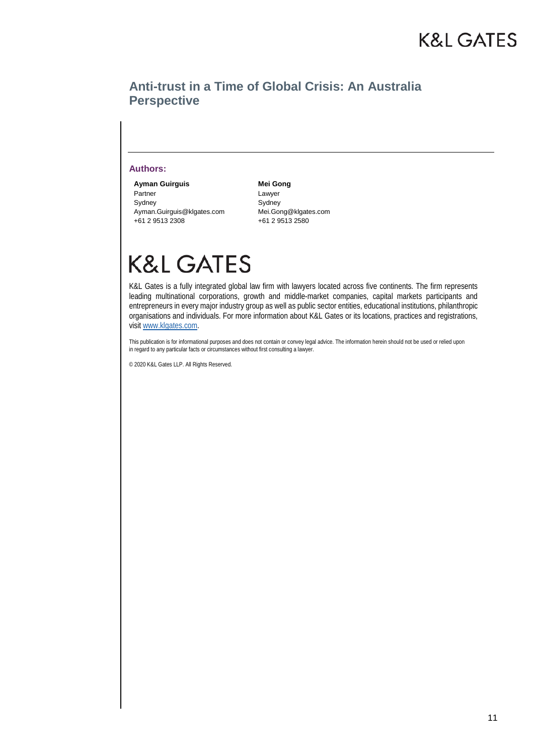## Anti-trust in a Time of Global Crisis: An Australia Perspective

**Authors:**

**Ayman Guirguis**
Partner
Sydney
Ayman.Guirguis@klgates.com
+61 2 9513 2308

**Mei Gong**
Lawyer
Sydney
Mei.Gong@klgates.com
+61 2 9513 2580

# K&L GATES

K&L Gates is a fully integrated global law firm with lawyers located across five continents. The firm represents leading multinational corporations, growth and middle-market companies, capital markets participants and entrepreneurs in every major industry group as well as public sector entities, educational institutions, philanthropic organisations and individuals. For more information about K&L Gates or its locations, practices and registrations, visit [www.klgates.com](www.klgates.com).

This publication is for informational purposes and does not contain or convey legal advice. The information herein should not be used or relied upon in regard to any particular facts or circumstances without first consulting a lawyer.

© 2020 K&L Gates LLP. All Rights Reserved.